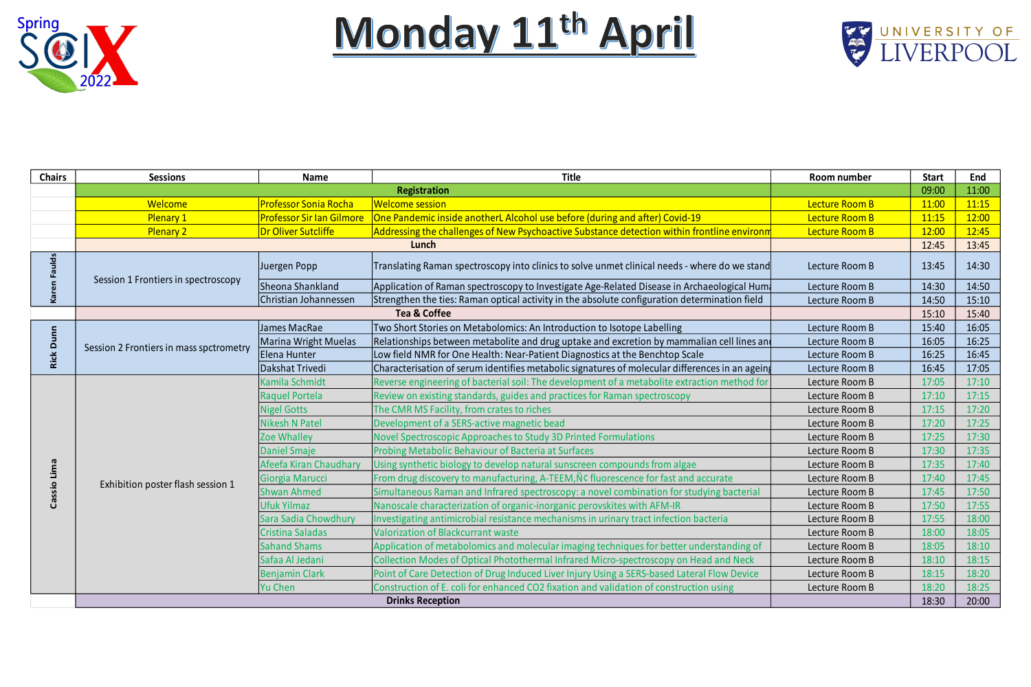# Monday 11th April

Spring SciX 2022 — University of Liverpool

| Chairs | Sessions | Name | Title | Room number | Start | End |
|---|---|---|---|---|---|---|
| | Registration | | | | 09:00 | 11:00 |
| | Welcome | Professor Sonia Rocha | Welcome session | Lecture Room B | 11:00 | 11:15 |
| | Plenary 1 | Professor Sir Ian Gilmore | One Pandemic inside anotherL Alcohol use before (during and after) Covid-19 | Lecture Room B | 11:15 | 12:00 |
| | Plenary 2 | Dr Oliver Sutcliffe | Addressing the challenges of New Psychoactive Substance detection within frontline environm | Lecture Room B | 12:00 | 12:45 |
| | Lunch | | | | 12:45 | 13:45 |
| Karen Faulds | Session 1 Frontiers in spectroscopy | Juergen Popp | Translating Raman spectroscopy into clinics to solve unmet clinical needs - where do we stand | Lecture Room B | 13:45 | 14:30 |
| | | Sheona Shankland | Application of Raman spectroscopy to Investigate Age-Related Disease in Archaeological Huma | Lecture Room B | 14:30 | 14:50 |
| | | Christian Johannessen | Strengthen the ties: Raman optical activity in the absolute configuration determination field | Lecture Room B | 14:50 | 15:10 |
| | Tea & Coffee | | | | 15:10 | 15:40 |
| Rick Dunn | Session 2 Frontiers in mass spctrometry | James MacRae | Two Short Stories on Metabolomics: An Introduction to Isotope Labelling | Lecture Room B | 15:40 | 16:05 |
| | | Marina Wright Muelas | Relationships between metabolite and drug uptake and excretion by mammalian cell lines and | Lecture Room B | 16:05 | 16:25 |
| | | Elena Hunter | Low field NMR for One Health: Near-Patient Diagnostics at the Benchtop Scale | Lecture Room B | 16:25 | 16:45 |
| | | Dakshat Trivedi | Characterisation of serum identifies metabolic signatures of molecular differences in an ageing | Lecture Room B | 16:45 | 17:05 |
| Cassio Lima | Exhibition poster flash session 1 | Kamila Schmidt | Reverse engineering of bacterial soil: The development of a metabolite extraction method for | Lecture Room B | 17:05 | 17:10 |
| | | Raquel Portela | Review on existing standards, guides and practices for Raman spectroscopy | Lecture Room B | 17:10 | 17:15 |
| | | Nigel Gotts | The CMR MS Facility, from crates to riches | Lecture Room B | 17:15 | 17:20 |
| | | Nikesh N Patel | Development of a SERS-active magnetic bead | Lecture Room B | 17:20 | 17:25 |
| | | Zoe Whalley | Novel Spectroscopic Approaches to Study 3D Printed Formulations | Lecture Room B | 17:25 | 17:30 |
| | | Daniel Smaje | Probing Metabolic Behaviour of Bacteria at Surfaces | Lecture Room B | 17:30 | 17:35 |
| | | Afeefa Kiran Chaudhary | Using synthetic biology to develop natural sunscreen compounds from algae | Lecture Room B | 17:35 | 17:40 |
| | | Giorgia Marucci | From drug discovery to manufacturing, A-TEEM,Ñ¢ fluorescence for fast and accurate | Lecture Room B | 17:40 | 17:45 |
| | | Shwan Ahmed | Simultaneous Raman and Infrared spectroscopy: a novel combination for studying bacterial | Lecture Room B | 17:45 | 17:50 |
| | | Ufuk Yilmaz | Nanoscale characterization of organic-inorganic perovskites with AFM-IR | Lecture Room B | 17:50 | 17:55 |
| | | Sara Sadia Chowdhury | Investigating antimicrobial resistance mechanisms in urinary tract infection bacteria | Lecture Room B | 17:55 | 18:00 |
| | | Cristina Saladas | Valorization of Blackcurrant waste | Lecture Room B | 18:00 | 18:05 |
| | | Sahand Shams | Application of metabolomics and molecular imaging techniques for better understanding of | Lecture Room B | 18:05 | 18:10 |
| | | Safaa Al Jedani | Collection Modes of Optical Photothermal Infrared Micro-spectroscopy on Head and Neck | Lecture Room B | 18:10 | 18:15 |
| | | Benjamin Clark | Point of Care Detection of Drug Induced Liver Injury Using a SERS-based Lateral Flow Device | Lecture Room B | 18:15 | 18:20 |
| | | Yu Chen | Construction of E. coli for enhanced $CO_2$ fixation and validation of construction using | Lecture Room B | 18:20 | 18:25 |
| | Drinks Reception | | | | 18:30 | 20:00 |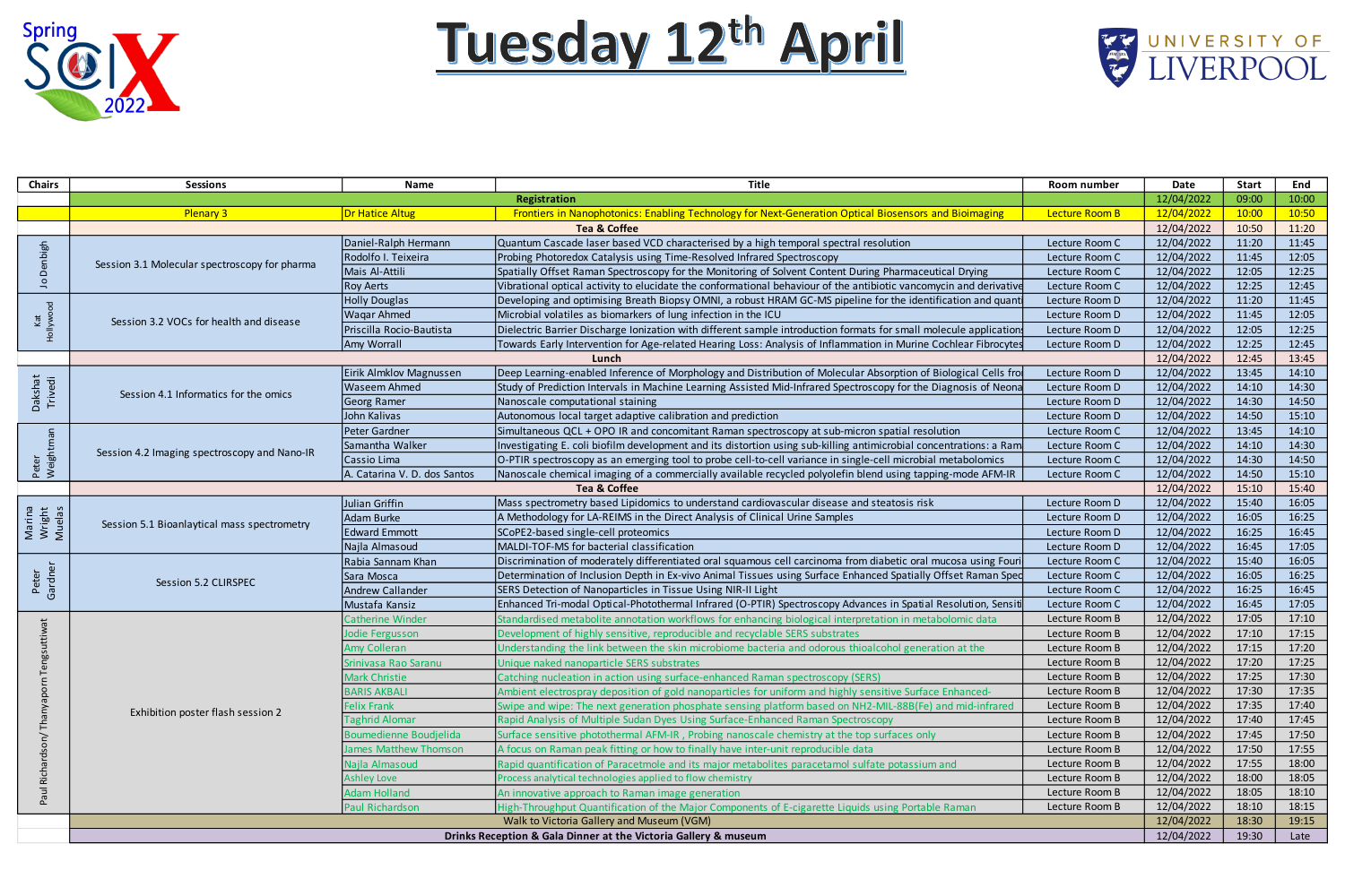# Tuesday 12th April

| Chairs | Sessions | Name | Title | Room number | Date | Start | End |
|---|---|---|---|---|---|---|---|
| | Registration | | | | 12/04/2022 | 09:00 | 10:00 |
| | Plenary 3 | Dr Hatice Altug | Frontiers in Nanophotonics: Enabling Technology for Next-Generation Optical Biosensors and Bioimaging | Lecture Room B | 12/04/2022 | 10:00 | 10:50 |
| | Tea & Coffee | | | | 12/04/2022 | 10:50 | 11:20 |
| Jo Denbigh | Session 3.1 Molecular spectroscopy for pharma | Daniel-Ralph Hermann | Quantum Cascade laser based VCD characterised by a high temporal spectral resolution | Lecture Room C | 12/04/2022 | 11:20 | 11:45 |
| | | Rodolfo I. Teixeira | Probing Photoredox Catalysis using Time-Resolved Infrared Spectroscopy | Lecture Room C | 12/04/2022 | 11:45 | 12:05 |
| | | Mais Al-Attili | Spatially Offset Raman Spectroscopy for the Monitoring of Solvent Content During Pharmaceutical Drying | Lecture Room C | 12/04/2022 | 12:05 | 12:25 |
| | | Roy Aerts | Vibrational optical activity to elucidate the conformational behaviour of the antibiotic vancomycin and derivative | Lecture Room C | 12/04/2022 | 12:25 | 12:45 |
| Kat Hollywood | Session 3.2 VOCs for health and disease | Holly Douglas | Developing and optimising Breath Biopsy OMNI, a robust HRAM GC-MS pipeline for the identification and quant | Lecture Room D | 12/04/2022 | 11:20 | 11:45 |
| | | Waqar Ahmed | Microbial volatiles as biomarkers of lung infection in the ICU | Lecture Room D | 12/04/2022 | 11:45 | 12:05 |
| | | Priscilla Rocio-Bautista | Dielectric Barrier Discharge Ionization with different sample introduction formats for small molecule applications | Lecture Room D | 12/04/2022 | 12:05 | 12:25 |
| | | Amy Worrall | Towards Early Intervention for Age-related Hearing Loss: Analysis of Inflammation in Murine Cochlear Fibrocytes | Lecture Room D | 12/04/2022 | 12:25 | 12:45 |
| | Lunch | | | | 12/04/2022 | 12:45 | 13:45 |
| Dakshat Trivedi | Session 4.1 Informatics for the omics | Eirik Almklov Magnussen | Deep Learning-enabled Inference of Morphology and Distribution of Molecular Absorption of Biological Cells fro | Lecture Room D | 12/04/2022 | 13:45 | 14:10 |
| | | Waseem Ahmed | Study of Prediction Intervals in Machine Learning Assisted Mid-Infrared Spectroscopy for the Diagnosis of Neona | Lecture Room D | 12/04/2022 | 14:10 | 14:30 |
| | | Georg Ramer | Nanoscale computational staining | Lecture Room D | 12/04/2022 | 14:30 | 14:50 |
| | | John Kalivas | Autonomous local target adaptive calibration and prediction | Lecture Room D | 12/04/2022 | 14:50 | 15:10 |
| Peter Weightman | Session 4.2 Imaging spectroscopy and Nano-IR | Peter Gardner | Simultaneous QCL + OPO IR and concomitant Raman spectroscopy at sub-micron spatial resolution | Lecture Room C | 12/04/2022 | 13:45 | 14:10 |
| | | Samantha Walker | Investigating E. coli biofilm development and its distortion using sub-killing antimicrobial concentrations: a Ram | Lecture Room C | 12/04/2022 | 14:10 | 14:30 |
| | | Cassio Lima | O-PTIR spectroscopy as an emerging tool to probe cell-to-cell variance in single-cell microbial metabolomics | Lecture Room C | 12/04/2022 | 14:30 | 14:50 |
| | | A. Catarina V. D. dos Santos | Nanoscale chemical imaging of a commercially available recycled polyolefin blend using tapping-mode AFM-IR | Lecture Room C | 12/04/2022 | 14:50 | 15:10 |
| | Tea & Coffee | | | | 12/04/2022 | 15:10 | 15:40 |
| Marina Wright Muelas | Session 5.1 Bioanalytical mass spectrometry | Julian Griffin | Mass spectrometry based Lipidomics to understand cardiovascular disease and steatosis risk | Lecture Room D | 12/04/2022 | 15:40 | 16:05 |
| | | Adam Burke | A Methodology for LA-REIMS in the Direct Analysis of Clinical Urine Samples | Lecture Room D | 12/04/2022 | 16:05 | 16:25 |
| | | Edward Emmott | SCoPE2-based single-cell proteomics | Lecture Room D | 12/04/2022 | 16:25 | 16:45 |
| | | Najla Almasoud | MALDI-TOF-MS for bacterial classification | Lecture Room D | 12/04/2022 | 16:45 | 17:05 |
| Peter Gardner | Session 5.2 CLIRSPEC | Rabia Sannam Khan | Discrimination of moderately differentiated oral squamous cell carcinoma from diabetic oral mucosa using Fouri | Lecture Room C | 12/04/2022 | 15:40 | 16:05 |
| | | Sara Mosca | Determination of Inclusion Depth in Ex-vivo Animal Tissues using Surface Enhanced Spatially Offset Raman Spec | Lecture Room C | 12/04/2022 | 16:05 | 16:25 |
| | | Andrew Callander | SERS Detection of Nanoparticles in Tissue Using NIR-II Light | Lecture Room C | 12/04/2022 | 16:25 | 16:45 |
| | | Mustafa Kansiz | Enhanced Tri-modal Optical-Photothermal Infrared (O-PTIR) Spectroscopy Advances in Spatial Resolution, Sensiti | Lecture Room C | 12/04/2022 | 16:45 | 17:05 |
| Paul Richardson/ Thanyaporn Tengsuttiwat | Exhibition poster flash session 2 | Catherine Winder | Standardised metabolite annotation workflows for enhancing biological interpretation in metabolomic data | Lecture Room B | 12/04/2022 | 17:05 | 17:10 |
| | | Jodie Fergusson | Development of highly sensitive, reproducible and recyclable SERS substrates | Lecture Room B | 12/04/2022 | 17:10 | 17:15 |
| | | Amy Colleran | Understanding the link between the skin microbiome bacteria and odorous thioalcohol generation at the | Lecture Room B | 12/04/2022 | 17:15 | 17:20 |
| | | Srinivasa Rao Saranu | Unique naked nanoparticle SERS substrates | Lecture Room B | 12/04/2022 | 17:20 | 17:25 |
| | | Mark Christie | Catching nucleation in action using surface-enhanced Raman spectroscopy (SERS) | Lecture Room B | 12/04/2022 | 17:25 | 17:30 |
| | | BARIS AKBALI | Ambient electrospray deposition of gold nanoparticles for uniform and highly sensitive Surface Enhanced- | Lecture Room B | 12/04/2022 | 17:30 | 17:35 |
| | | Felix Frank | Swipe and wipe: The next generation phosphate sensing platform based on NH2-MIL-88B(Fe) and mid-infrared | Lecture Room B | 12/04/2022 | 17:35 | 17:40 |
| | | Taghrid Alomar | Rapid Analysis of Multiple Sudan Dyes Using Surface-Enhanced Raman Spectroscopy | Lecture Room B | 12/04/2022 | 17:40 | 17:45 |
| | | Boumedienne Boudjelida | Surface sensitive photothermal AFM-IR , Probing nanoscale chemistry at the top surfaces only | Lecture Room B | 12/04/2022 | 17:45 | 17:50 |
| | | James Matthew Thomson | A focus on Raman peak fitting or how to finally have inter-unit reproducible data | Lecture Room B | 12/04/2022 | 17:50 | 17:55 |
| | | Najla Almasoud | Rapid quantification of Paracetmole and its major metabolites paracetamol sulfate potassium and | Lecture Room B | 12/04/2022 | 17:55 | 18:00 |
| | | Ashley Love | Process analytical technologies applied to flow chemistry | Lecture Room B | 12/04/2022 | 18:00 | 18:05 |
| | | Adam Holland | An innovative approach to Raman image generation | Lecture Room B | 12/04/2022 | 18:05 | 18:10 |
| | | Paul Richardson | High-Throughput Quantification of the Major Components of E-cigarette Liquids using Portable Raman | Lecture Room B | 12/04/2022 | 18:10 | 18:15 |
| | Walk to Victoria Gallery and Museum (VGM) | | | | 12/04/2022 | 18:30 | 19:15 |
| | Drinks Reception & Gala Dinner at the Victoria Gallery & museum | | | | 12/04/2022 | 19:30 | Late |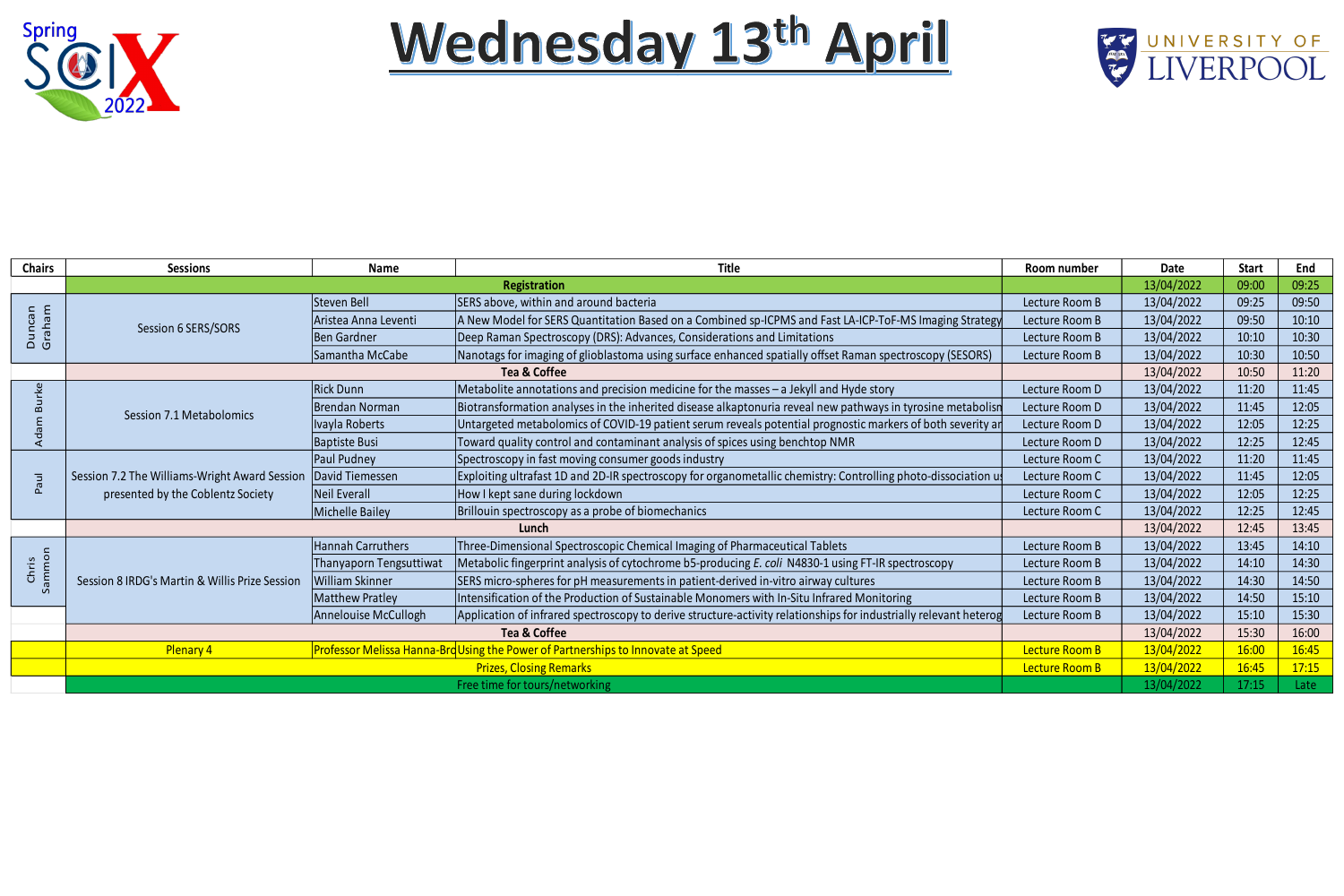Spring SCIX 2022

# Wednesday 13[th] April

UNIVERSITY OF LIVERPOOL

| Chairs | Sessions | Name | Title | Room number | Date | Start | End |
|---|---|---|---|---|---|---|---|
| | Registration | | | | 13/04/2022 | 09:00 | 09:25 |
| Duncan Graham | Session 6 SERS/SORS | Steven Bell | SERS above, within and around bacteria | Lecture Room B | 13/04/2022 | 09:25 | 09:50 |
| | | Aristea Anna Leventi | A New Model for SERS Quantitation Based on a Combined sp-ICPMS and Fast LA-ICP-ToF-MS Imaging Strategy | Lecture Room B | 13/04/2022 | 09:50 | 10:10 |
| | | Ben Gardner | Deep Raman Spectroscopy (DRS): Advances, Considerations and Limitations | Lecture Room B | 13/04/2022 | 10:10 | 10:30 |
| | | Samantha McCabe | Nanotags for imaging of glioblastoma using surface enhanced spatially offset Raman spectroscopy (SESORS) | Lecture Room B | 13/04/2022 | 10:30 | 10:50 |
| | Tea & Coffee | | | | 13/04/2022 | 10:50 | 11:20 |
| Adam Burke | Session 7.1 Metabolomics | Rick Dunn | Metabolite annotations and precision medicine for the masses – a Jekyll and Hyde story | Lecture Room D | 13/04/2022 | 11:20 | 11:45 |
| | | Brendan Norman | Biotransformation analyses in the inherited disease alkaptonuria reveal new pathways in tyrosine metabolism | Lecture Room D | 13/04/2022 | 11:45 | 12:05 |
| | | Ivayla Roberts | Untargeted metabolomics of COVID-19 patient serum reveals potential prognostic markers of both severity ar | Lecture Room D | 13/04/2022 | 12:05 | 12:25 |
| | | Baptiste Busi | Toward quality control and contaminant analysis of spices using benchtop NMR | Lecture Room D | 13/04/2022 | 12:25 | 12:45 |
| Paul | Session 7.2 The Williams-Wright Award Session presented by the Coblentz Society | Paul Pudney | Spectroscopy in fast moving consumer goods industry | Lecture Room C | 13/04/2022 | 11:20 | 11:45 |
| | | David Tiemessen | Exploiting ultrafast 1D and 2D-IR spectroscopy for organometallic chemistry: Controlling photo-dissociation us | Lecture Room C | 13/04/2022 | 11:45 | 12:05 |
| | | Neil Everall | How I kept sane during lockdown | Lecture Room C | 13/04/2022 | 12:05 | 12:25 |
| | | Michelle Bailey | Brillouin spectroscopy as a probe of biomechanics | Lecture Room C | 13/04/2022 | 12:25 | 12:45 |
| | Lunch | | | | 13/04/2022 | 12:45 | 13:45 |
| Chris Sammon | Session 8 IRDG's Martin & Willis Prize Session | Hannah Carruthers | Three-Dimensional Spectroscopic Chemical Imaging of Pharmaceutical Tablets | Lecture Room B | 13/04/2022 | 13:45 | 14:10 |
| | | Thanyaporn Tengsuttiwat | Metabolic fingerprint analysis of cytochrome b5-producing *E. coli* N4830-1 using FT-IR spectroscopy | Lecture Room B | 13/04/2022 | 14:10 | 14:30 |
| | | William Skinner | SERS micro-spheres for pH measurements in patient-derived in-vitro airway cultures | Lecture Room B | 13/04/2022 | 14:30 | 14:50 |
| | | Matthew Pratley | Intensification of the Production of Sustainable Monomers with In-Situ Infrared Monitoring | Lecture Room B | 13/04/2022 | 14:50 | 15:10 |
| | | Annelouise McCullogh | Application of infrared spectroscopy to derive structure-activity relationships for industrially relevant heterog | Lecture Room B | 13/04/2022 | 15:10 | 15:30 |
| | Tea & Coffee | | | | 13/04/2022 | 15:30 | 16:00 |
| | Plenary 4 | Professor Melissa Hanna-Bro | Using the Power of Partnerships to Innovate at Speed | Lecture Room B | 13/04/2022 | 16:00 | 16:45 |
| | Prizes, Closing Remarks | | | Lecture Room B | 13/04/2022 | 16:45 | 17:15 |
| | Free time for tours/networking | | | | 13/04/2022 | 17:15 | Late |